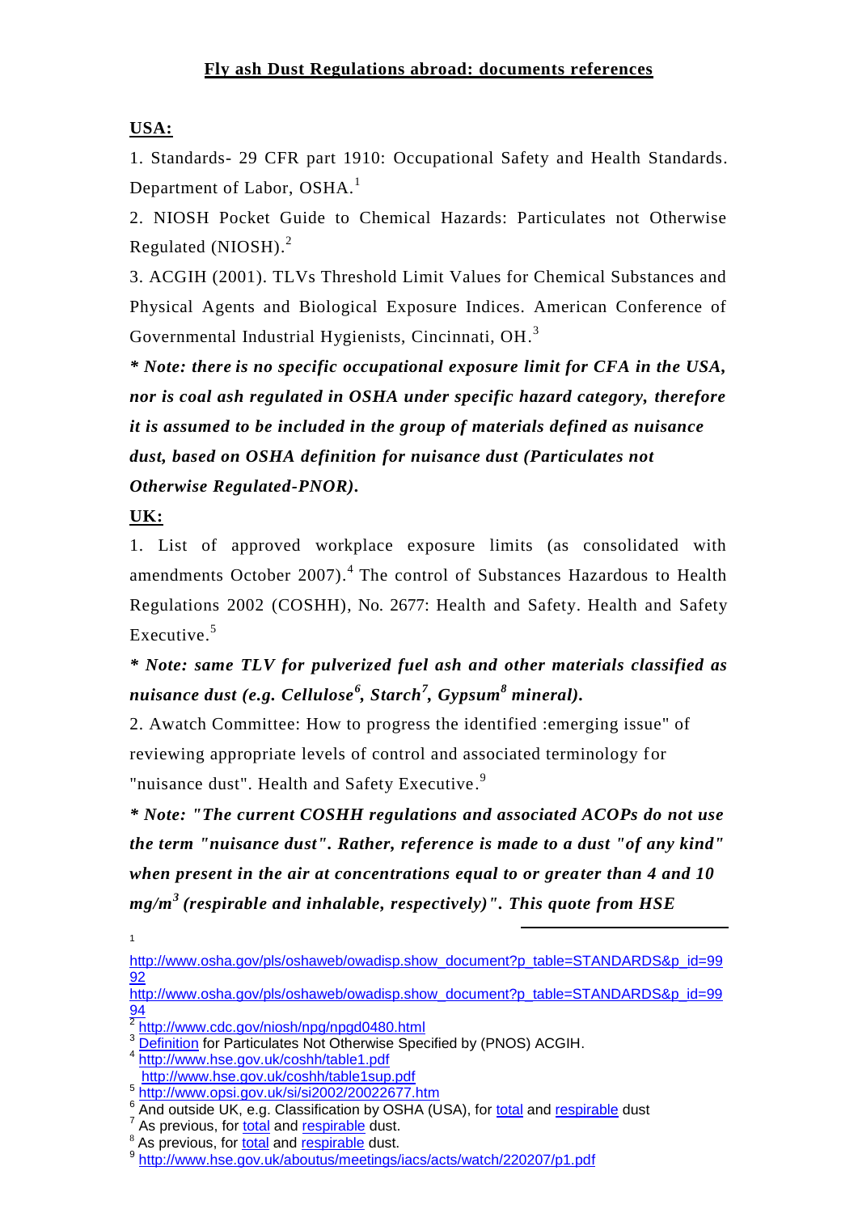# Fly ash Dust Regulations abroad: documents references

**USA:**

1. Standards- 29 CFR part 1910: Occupational Safety and Health Standards. Department of Labor, OSHA.[1]

2. NIOSH Pocket Guide to Chemical Hazards: Particulates not Otherwise Regulated (NIOSH).[2]

3. ACGIH (2001). TLVs Threshold Limit Values for Chemical Substances and Physical Agents and Biological Exposure Indices. American Conference of Governmental Industrial Hygienists, Cincinnati, OH.[3]

***\* Note: there is no specific occupational exposure limit for CFA in the USA, nor is coal ash regulated in OSHA under specific hazard category, therefore it is assumed to be included in the group of materials defined as nuisance dust, based on OSHA definition for nuisance dust (Particulates not Otherwise Regulated-PNOR).***

**UK:**

1. List of approved workplace exposure limits (as consolidated with amendments October 2007).[4] The control of Substances Hazardous to Health Regulations 2002 (COSHH), No. 2677: Health and Safety. Health and Safety Executive.[5]

***\* Note: same TLV for pulverized fuel ash and other materials classified as nuisance dust (e.g. Cellulose[6], Starch[7], Gypsum[8] mineral).***

2. Awatch Committee: How to progress the identified :emerging issue" of reviewing appropriate levels of control and associated terminology for "nuisance dust". Health and Safety Executive.[9]

***\* Note: "The current COSHH regulations and associated ACOPs do not use the term "nuisance dust". Rather, reference is made to a dust "of any kind" when present in the air at concentrations equal to or greater than 4 and 10 mg/m$^3$ (respirable and inhalable, respectively)". This quote from HSE***

---

[1] http://www.osha.gov/pls/oshaweb/owadisp.show_document?p_table=STANDARDS&p_id=9992
http://www.osha.gov/pls/oshaweb/owadisp.show_document?p_table=STANDARDS&p_id=9994

[2] http://www.cdc.gov/niosh/npg/npgd0480.html

[3] Definition for Particulates Not Otherwise Specified by (PNOS) ACGIH.

[4] http://www.hse.gov.uk/coshh/table1.pdf
http://www.hse.gov.uk/coshh/table1sup.pdf

[5] http://www.opsi.gov.uk/si/si2002/20022677.htm

[6] And outside UK, e.g. Classification by OSHA (USA), for total and respirable dust

[7] As previous, for total and respirable dust.

[8] As previous, for total and respirable dust.

[9] http://www.hse.gov.uk/aboutus/meetings/iacs/acts/watch/220207/p1.pdf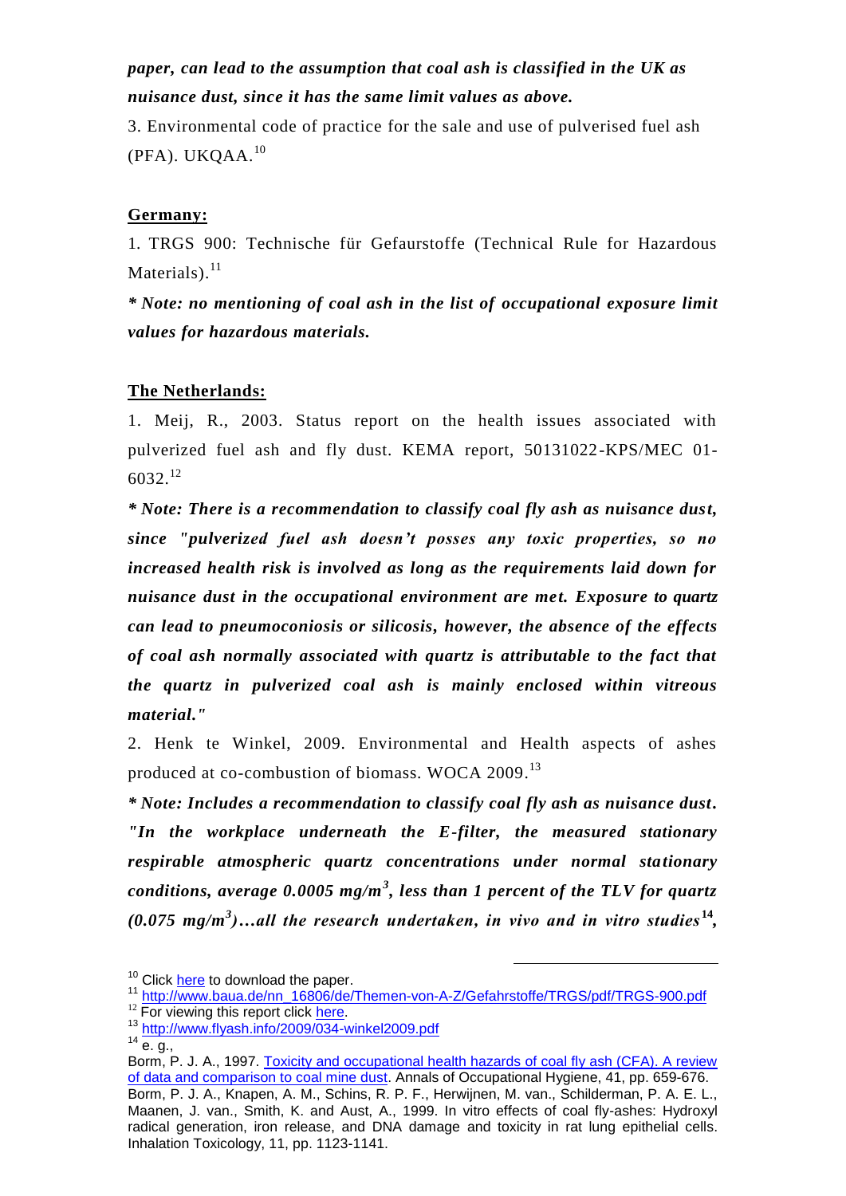***paper, can lead to the assumption that coal ash is classified in the UK as nuisance dust, since it has the same limit values as above.***

3. Environmental code of practice for the sale and use of pulverised fuel ash (PFA). UKQAA.[10]

**Germany:**

1. TRGS 900: Technische für Gefaurstoffe (Technical Rule for Hazardous Materials).[11]

***\* Note: no mentioning of coal ash in the list of occupational exposure limit values for hazardous materials.***

**The Netherlands:**

1. Meij, R., 2003. Status report on the health issues associated with pulverized fuel ash and fly dust. KEMA report, 50131022-KPS/MEC 01-6032.[12]

***\* Note: There is a recommendation to classify coal fly ash as nuisance dust, since "pulverized fuel ash doesn't posses any toxic properties, so no increased health risk is involved as long as the requirements laid down for nuisance dust in the occupational environment are met. Exposure to quartz can lead to pneumoconiosis or silicosis, however, the absence of the effects of coal ash normally associated with quartz is attributable to the fact that the quartz in pulverized coal ash is mainly enclosed within vitreous material."***

2. Henk te Winkel, 2009. Environmental and Health aspects of ashes produced at co-combustion of biomass. WOCA 2009.[13]

***\* Note: Includes a recommendation to classify coal fly ash as nuisance dust. "In the workplace underneath the E-filter, the measured stationary respirable atmospheric quartz concentrations under normal stationary conditions, average 0.0005 mg/m$^3$, less than 1 percent of the TLV for quartz (0.075 mg/m$^3$)…all the research undertaken, in vivo and in vitro studies[14],***

---

[10] Click here to download the paper.

[11] http://www.baua.de/nn_16806/de/Themen-von-A-Z/Gefahrstoffe/TRGS/pdf/TRGS-900.pdf

[12] For viewing this report click here.

[13] http://www.flyash.info/2009/034-winkel2009.pdf

[14] e. g.,
Borm, P. J. A., 1997. Toxicity and occupational health hazards of coal fly ash (CFA). A review of data and comparison to coal mine dust. Annals of Occupational Hygiene, 41, pp. 659-676.
Borm, P. J. A., Knapen, A. M., Schins, R. P. F., Herwijnen, M. van., Schilderman, P. A. E. L., Maanen, J. van., Smith, K. and Aust, A., 1999. In vitro effects of coal fly-ashes: Hydroxyl radical generation, iron release, and DNA damage and toxicity in rat lung epithelial cells. Inhalation Toxicology, 11, pp. 1123-1141.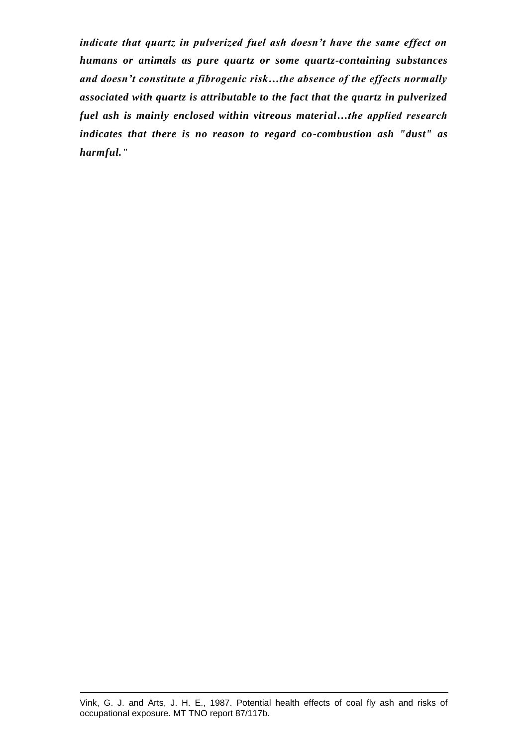***indicate that quartz in pulverized fuel ash doesn't have the same effect on humans or animals as pure quartz or some quartz-containing substances and doesn't constitute a fibrogenic risk…the absence of the effects normally associated with quartz is attributable to the fact that the quartz in pulverized fuel ash is mainly enclosed within vitreous material…the applied research indicates that there is no reason to regard co-combustion ash "dust" as harmful."***

---

Vink, G. J. and Arts, J. H. E., 1987. Potential health effects of coal fly ash and risks of occupational exposure. MT TNO report 87/117b.